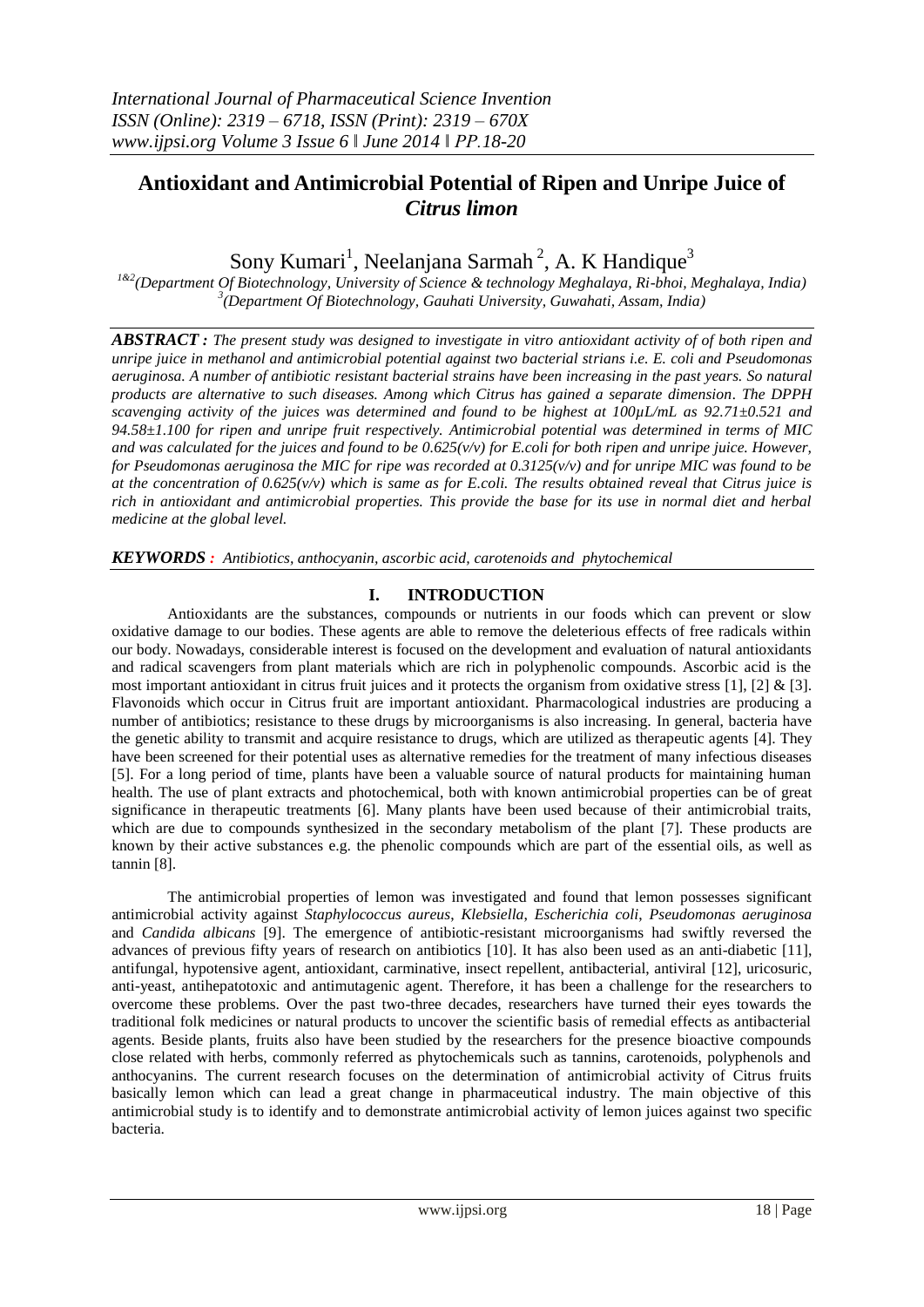# Antioxidant and Antimicrobial Potential of Ripen and Unripe Juice of *Citrus limon*

Sony Kumari[1], Neelanjana Sarmah[2], A. K Handique[3]

[1&2](Department Of Biotechnology, University of Science & technology Meghalaya, Ri-bhoi, Meghalaya, India)
[3](Department Of Biotechnology, Gauhati University, Guwahati, Assam, India)

***ABSTRACT :*** *The present study was designed to investigate in vitro antioxidant activity of of both ripen and unripe juice in methanol and antimicrobial potential against two bacterial strians i.e. E. coli and Pseudomonas aeruginosa. A number of antibiotic resistant bacterial strains have been increasing in the past years. So natural products are alternative to such diseases. Among which Citrus has gained a separate dimension. The DPPH scavenging activity of the juices was determined and found to be highest at 100μL/mL as 92.71±0.521 and 94.58±1.100 for ripen and unripe fruit respectively. Antimicrobial potential was determined in terms of MIC and was calculated for the juices and found to be 0.625(v/v) for E.coli for both ripen and unripe juice. However, for Pseudomonas aeruginosa the MIC for ripe was recorded at 0.3125(v/v) and for unripe MIC was found to be at the concentration of 0.625(v/v) which is same as for E.coli. The results obtained reveal that Citrus juice is rich in antioxidant and antimicrobial properties. This provide the base for its use in normal diet and herbal medicine at the global level.*

***KEYWORDS :*** *Antibiotics, anthocyanin, ascorbic acid, carotenoids and phytochemical*

## I. INTRODUCTION

Antioxidants are the substances, compounds or nutrients in our foods which can prevent or slow oxidative damage to our bodies. These agents are able to remove the deleterious effects of free radicals within our body. Nowadays, considerable interest is focused on the development and evaluation of natural antioxidants and radical scavengers from plant materials which are rich in polyphenolic compounds. Ascorbic acid is the most important antioxidant in citrus fruit juices and it protects the organism from oxidative stress [1], [2] & [3]. Flavonoids which occur in Citrus fruit are important antioxidant. Pharmacological industries are producing a number of antibiotics; resistance to these drugs by microorganisms is also increasing. In general, bacteria have the genetic ability to transmit and acquire resistance to drugs, which are utilized as therapeutic agents [4]. They have been screened for their potential uses as alternative remedies for the treatment of many infectious diseases [5]. For a long period of time, plants have been a valuable source of natural products for maintaining human health. The use of plant extracts and photochemical, both with known antimicrobial properties can be of great significance in therapeutic treatments [6]. Many plants have been used because of their antimicrobial traits, which are due to compounds synthesized in the secondary metabolism of the plant [7]. These products are known by their active substances e.g. the phenolic compounds which are part of the essential oils, as well as tannin [8].

The antimicrobial properties of lemon was investigated and found that lemon possesses significant antimicrobial activity against *Staphylococcus aureus*, *Klebsiella*, *Escherichia coli*, *Pseudomonas aeruginosa* and *Candida albicans* [9]. The emergence of antibiotic-resistant microorganisms had swiftly reversed the advances of previous fifty years of research on antibiotics [10]. It has also been used as an anti-diabetic [11], antifungal, hypotensive agent, antioxidant, carminative, insect repellent, antibacterial, antiviral [12], uricosuric, anti-yeast, antihepatotoxic and antimutagenic agent. Therefore, it has been a challenge for the researchers to overcome these problems. Over the past two-three decades, researchers have turned their eyes towards the traditional folk medicines or natural products to uncover the scientific basis of remedial effects as antibacterial agents. Beside plants, fruits also have been studied by the researchers for the presence bioactive compounds close related with herbs, commonly referred as phytochemicals such as tannins, carotenoids, polyphenols and anthocyanins. The current research focuses on the determination of antimicrobial activity of Citrus fruits basically lemon which can lead a great change in pharmaceutical industry. The main objective of this antimicrobial study is to identify and to demonstrate antimicrobial activity of lemon juices against two specific bacteria.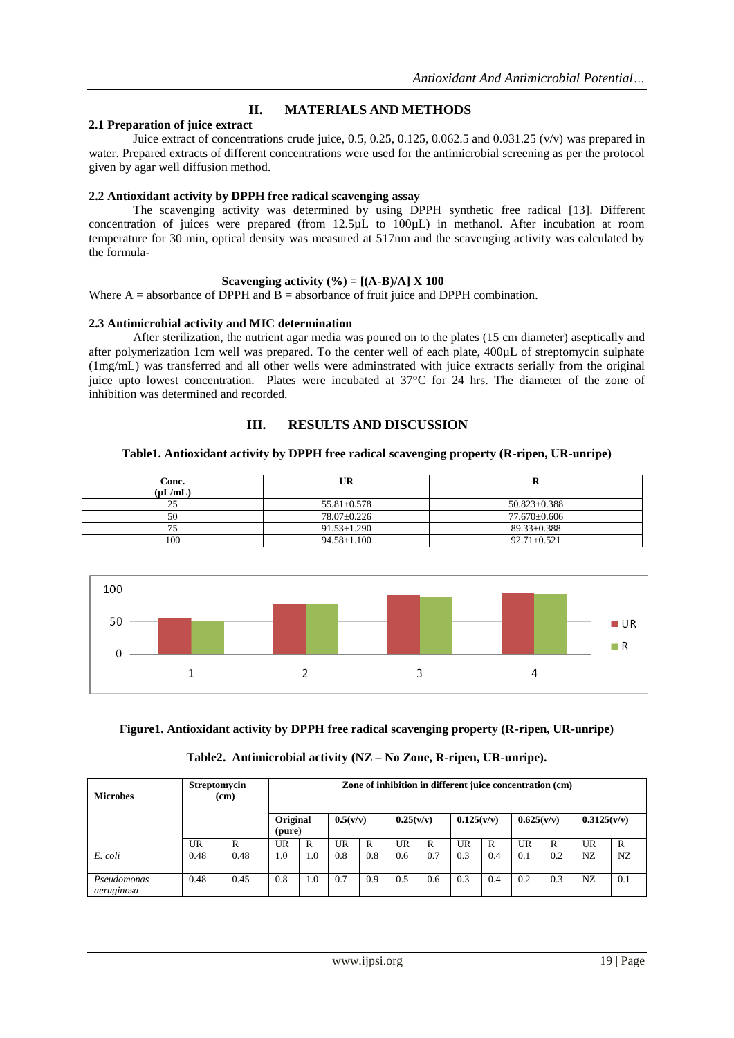## II. MATERIALS AND METHODS

### 2.1 Preparation of juice extract

Juice extract of concentrations crude juice, 0.5, 0.25, 0.125, 0.062.5 and 0.031.25 (v/v) was prepared in water. Prepared extracts of different concentrations were used for the antimicrobial screening as per the protocol given by agar well diffusion method.

### 2.2 Antioxidant activity by DPPH free radical scavenging assay

The scavenging activity was determined by using DPPH synthetic free radical [13]. Different concentration of juices were prepared (from 12.5µL to 100µL) in methanol. After incubation at room temperature for 30 min, optical density was measured at 517nm and the scavenging activity was calculated by the formula-

$$\textbf{Scavenging activity (\%)} = [(A-B)/A] \times 100$$

Where A = absorbance of DPPH and B = absorbance of fruit juice and DPPH combination.

### 2.3 Antimicrobial activity and MIC determination

After sterilization, the nutrient agar media was poured on to the plates (15 cm diameter) aseptically and after polymerization 1cm well was prepared. To the center well of each plate, 400µL of streptomycin sulphate (1mg/mL) was transferred and all other wells were adminstrated with juice extracts serially from the original juice upto lowest concentration. Plates were incubated at 37°C for 24 hrs. The diameter of the zone of inhibition was determined and recorded.

## III. RESULTS AND DISCUSSION

**Table1. Antioxidant activity by DPPH free radical scavenging property (R-ripen, UR-unripe)**

| Conc. (µL/mL) | UR | R |
|---|---|---|
| 25 | 55.81±0.578 | 50.823±0.388 |
| 50 | 78.07±0.226 | 77.670±0.606 |
| 75 | 91.53±1.290 | 89.33±0.388 |
| 100 | 94.58±1.100 | 92.71±0.521 |

**Figure1. Antioxidant activity by DPPH free radical scavenging property (R-ripen, UR-unripe)**

**Table2. Antimicrobial activity (NZ – No Zone, R-ripen, UR-unripe).**

| Microbes | Streptomycin (cm) | | Zone of inhibition in different juice concentration (cm) | | | | | | | | | | | |
|---|---|---|---|---|---|---|---|---|---|---|---|---|---|---|
| | | | Original (pure) | | 0.5(v/v) | | 0.25(v/v) | | 0.125(v/v) | | 0.625(v/v) | | 0.3125(v/v) | |
| | UR | R | UR | R | UR | R | UR | R | UR | R | UR | R | UR | R |
| *E. coli* | 0.48 | 0.48 | 1.0 | 1.0 | 0.8 | 0.8 | 0.6 | 0.7 | 0.3 | 0.4 | 0.1 | 0.2 | NZ | NZ |
| *Pseudomonas aeruginosa* | 0.48 | 0.45 | 0.8 | 1.0 | 0.7 | 0.9 | 0.5 | 0.6 | 0.3 | 0.4 | 0.2 | 0.3 | NZ | 0.1 |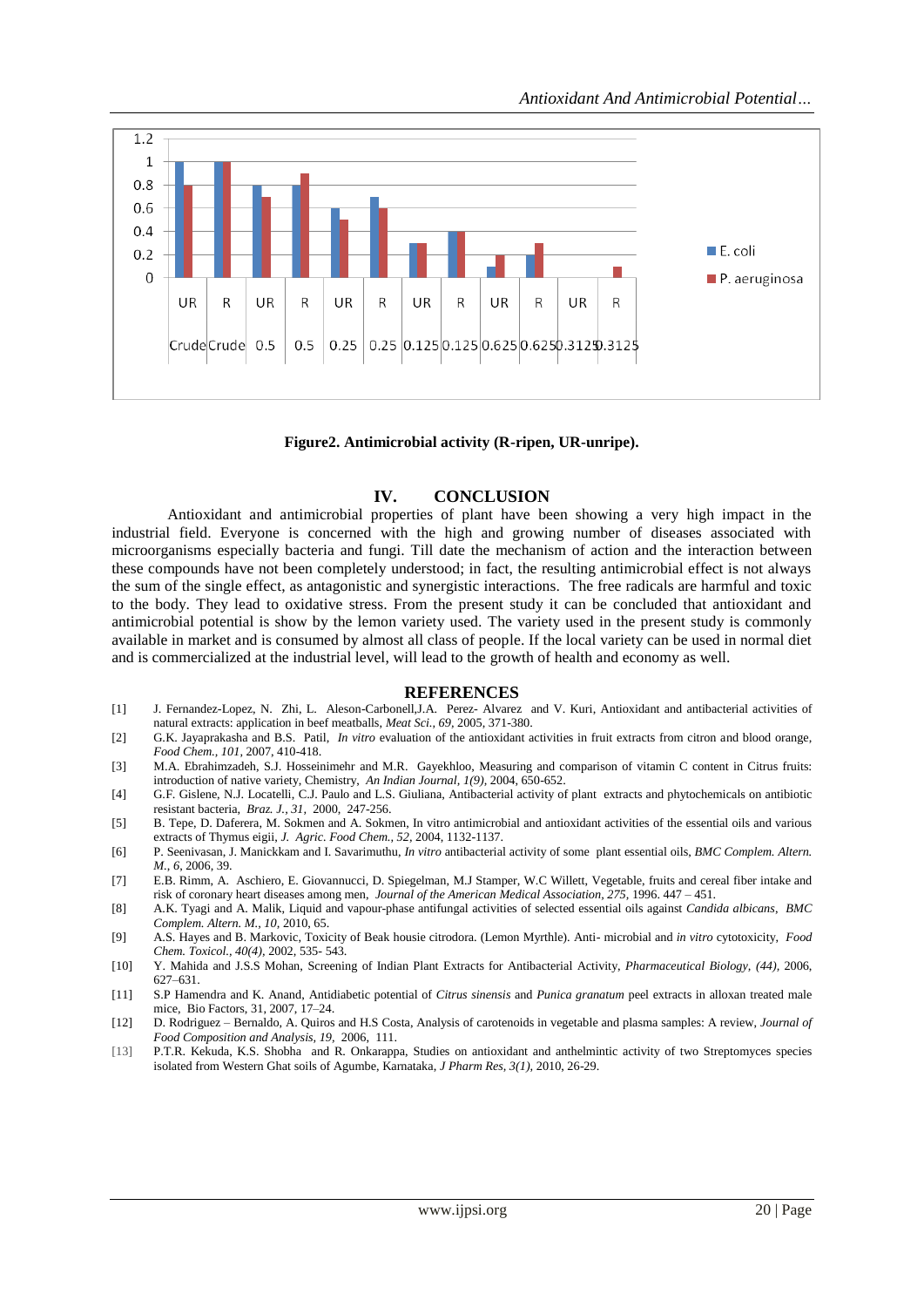1.2
1
0.8
0.6
0.4
0.2
0

UR R UR R UR R UR R UR R UR R

Crude Crude 0.5 0.5 0.25 0.25 0.125 0.125 0.625 0.625 0.3125 0.3125

E. coli
P. aeruginosa

**Figure2. Antimicrobial activity (R-ripen, UR-unripe).**

## IV. CONCLUSION

Antioxidant and antimicrobial properties of plant have been showing a very high impact in the industrial field. Everyone is concerned with the high and growing number of diseases associated with microorganisms especially bacteria and fungi. Till date the mechanism of action and the interaction between these compounds have not been completely understood; in fact, the resulting antimicrobial effect is not always the sum of the single effect, as antagonistic and synergistic interactions. The free radicals are harmful and toxic to the body. They lead to oxidative stress. From the present study it can be concluded that antioxidant and antimicrobial potential is show by the lemon variety used. The variety used in the present study is commonly available in market and is consumed by almost all class of people. If the local variety can be used in normal diet and is commercialized at the industrial level, will lead to the growth of health and economy as well.

## REFERENCES

[1] J. Fernandez-Lopez, N. Zhi, L. Aleson-Carbonell,J.A. Perez- Alvarez and V. Kuri, Antioxidant and antibacterial activities of natural extracts: application in beef meatballs, *Meat Sci., 69*, 2005, 371-380.

[2] G.K. Jayaprakasha and B.S. Patil, *In vitro* evaluation of the antioxidant activities in fruit extracts from citron and blood orange, *Food Chem., 101*, 2007, 410-418.

[3] M.A. Ebrahimzadeh, S.J. Hosseinimehr and M.R. Gayekhloo, Measuring and comparison of vitamin C content in Citrus fruits: introduction of native variety, Chemistry, *An Indian Journal, 1(9)*, 2004, 650-652.

[4] G.F. Gislene, N.J. Locatelli, C.J. Paulo and L.S. Giuliana, Antibacterial activity of plant extracts and phytochemicals on antibiotic resistant bacteria, *Braz. J., 31*, 2000, 247-256.

[5] B. Tepe, D. Daferera, M. Sokmen and A. Sokmen, In vitro antimicrobial and antioxidant activities of the essential oils and various extracts of Thymus eigii, *J. Agric. Food Chem., 52*, 2004, 1132-1137.

[6] P. Seenivasan, J. Manickkam and I. Savarimuthu, *In vitro* antibacterial activity of some plant essential oils, *BMC Complem. Altern. M., 6*, 2006, 39.

[7] E.B. Rimm, A. Aschiero, E. Giovannucci, D. Spiegelman, M.J Stamper, W.C Willett, Vegetable, fruits and cereal fiber intake and risk of coronary heart diseases among men, *Journal of the American Medical Association, 275,* 1996. 447 – 451.

[8] A.K. Tyagi and A. Malik, Liquid and vapour-phase antifungal activities of selected essential oils against *Candida albicans*, *BMC Complem. Altern. M., 10*, 2010, 65.

[9] A.S. Hayes and B. Markovic, Toxicity of Beak housie citrodora. (Lemon Myrthle). Anti- microbial and *in vitro* cytotoxicity, *Food Chem. Toxicol., 40(4)*, 2002, 535- 543.

[10] Y. Mahida and J.S.S Mohan, Screening of Indian Plant Extracts for Antibacterial Activity, *Pharmaceutical Biology, (44)*, 2006, 627–631.

[11] S.P Hamendra and K. Anand, Antidiabetic potential of *Citrus sinensis* and *Punica granatum* peel extracts in alloxan treated male mice, Bio Factors, 31, 2007, 17–24.

[12] D. Rodriguez – Bernaldo, A. Quiros and H.S Costa, Analysis of carotenoids in vegetable and plasma samples: A review, *Journal of Food Composition and Analysis, 19*, 2006, 111.

[13] P.T.R. Kekuda, K.S. Shobha and R. Onkarappa, Studies on antioxidant and anthelmintic activity of two Streptomyces species isolated from Western Ghat soils of Agumbe, Karnataka, *J Pharm Res, 3(1)*, 2010, 26-29.